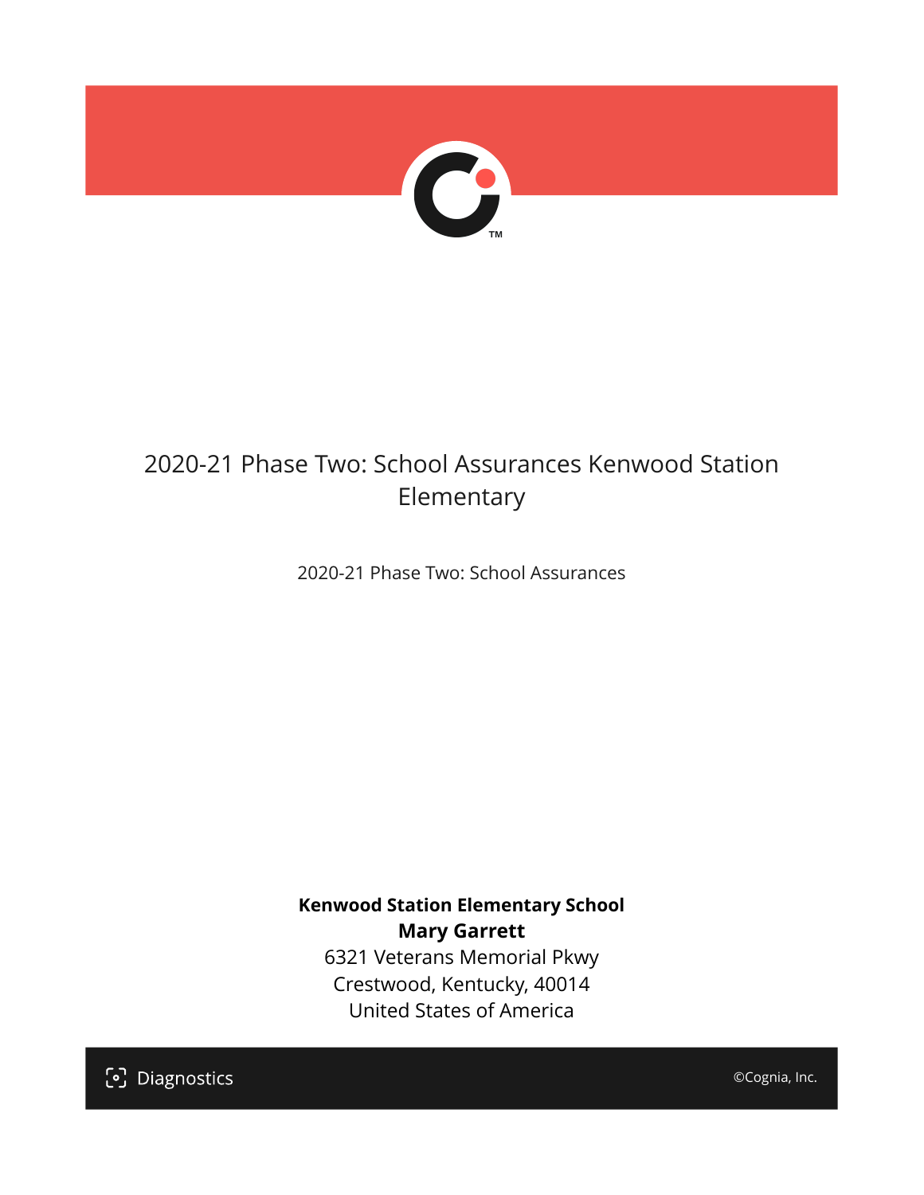# 2020-21 Phase Two: School Assurances Kenwood Station Elementary

2020-21 Phase Two: School Assurances

**Kenwood Station Elementary School**
**Mary Garrett**
6321 Veterans Memorial Pkwy
Crestwood, Kentucky, 40014
United States of America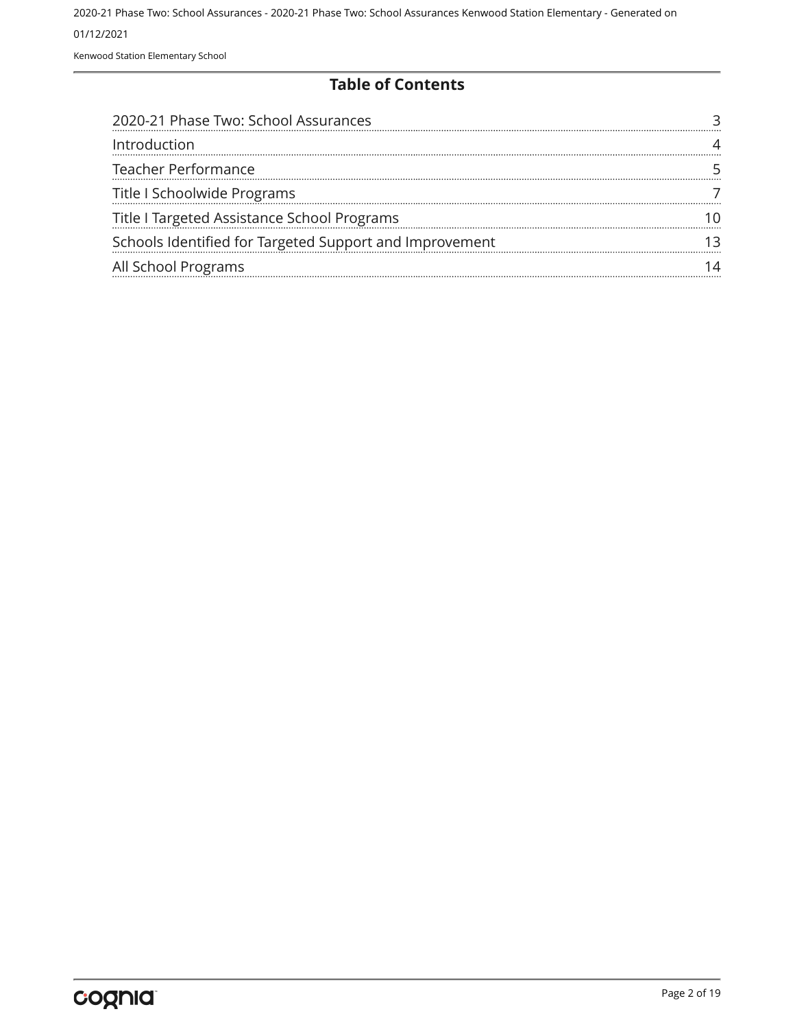## Table of Contents

| | |
|---|---|
| 2020-21 Phase Two: School Assurances | 3 |
| Introduction | 4 |
| Teacher Performance | 5 |
| Title I Schoolwide Programs | 7 |
| Title I Targeted Assistance School Programs | 10 |
| Schools Identified for Targeted Support and Improvement | 13 |
| All School Programs | 14 |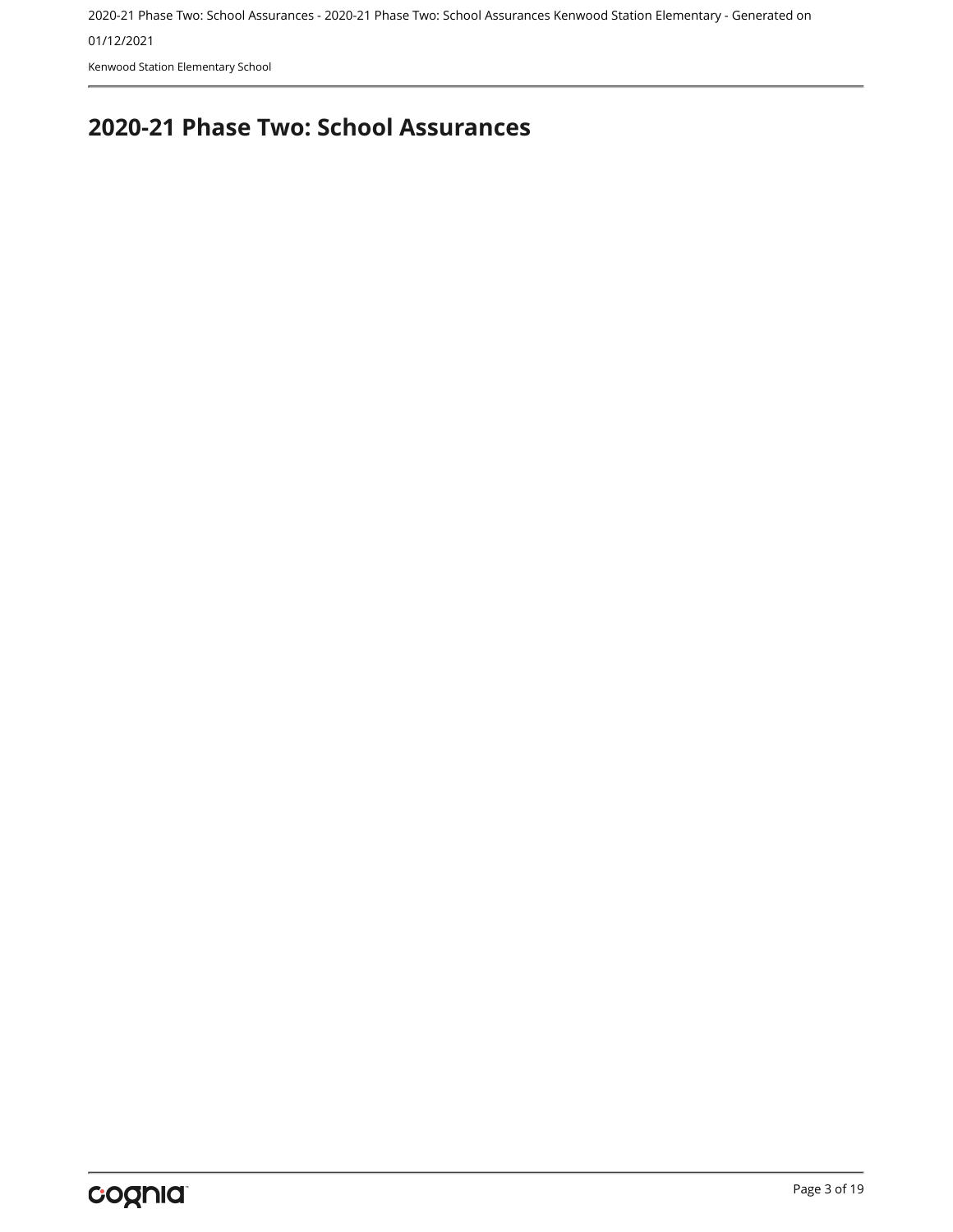## 2020-21 Phase Two: School Assurances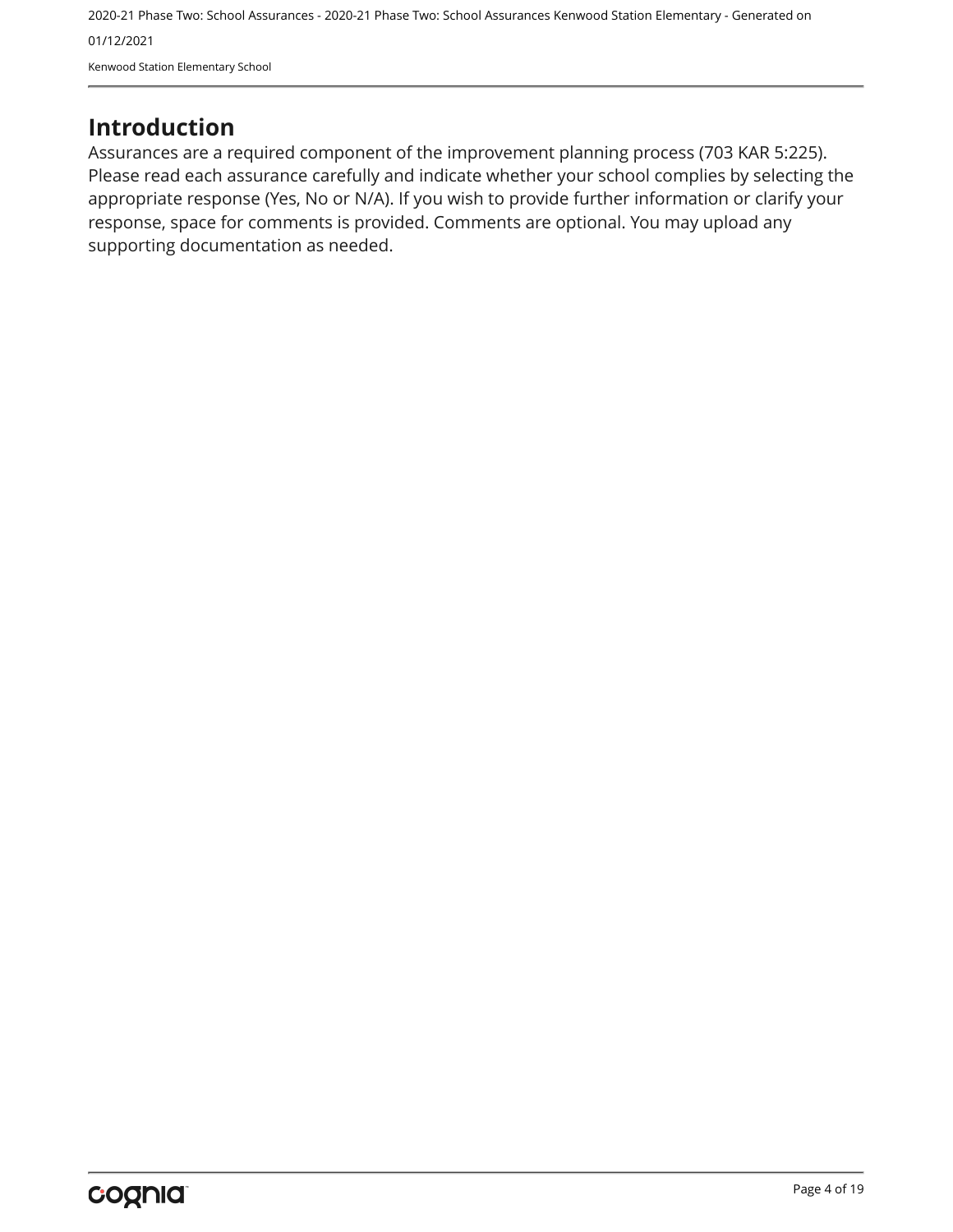# Introduction

Assurances are a required component of the improvement planning process (703 KAR 5:225). Please read each assurance carefully and indicate whether your school complies by selecting the appropriate response (Yes, No or N/A). If you wish to provide further information or clarify your response, space for comments is provided. Comments are optional. You may upload any supporting documentation as needed.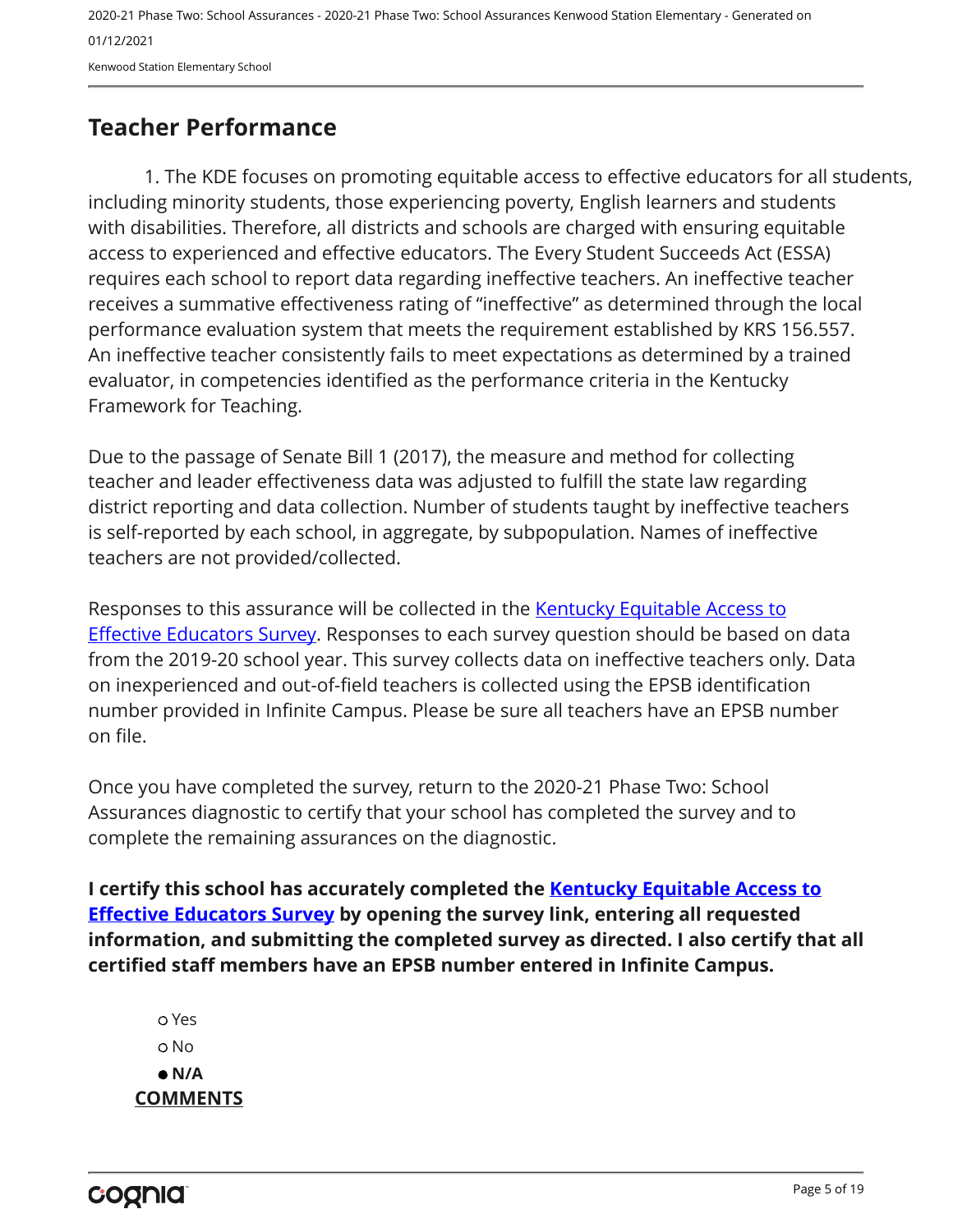## Teacher Performance

1. The KDE focuses on promoting equitable access to effective educators for all students, including minority students, those experiencing poverty, English learners and students with disabilities. Therefore, all districts and schools are charged with ensuring equitable access to experienced and effective educators. The Every Student Succeeds Act (ESSA) requires each school to report data regarding ineffective teachers. An ineffective teacher receives a summative effectiveness rating of "ineffective" as determined through the local performance evaluation system that meets the requirement established by KRS 156.557. An ineffective teacher consistently fails to meet expectations as determined by a trained evaluator, in competencies identified as the performance criteria in the Kentucky Framework for Teaching.

Due to the passage of Senate Bill 1 (2017), the measure and method for collecting teacher and leader effectiveness data was adjusted to fulfill the state law regarding district reporting and data collection. Number of students taught by ineffective teachers is self-reported by each school, in aggregate, by subpopulation. Names of ineffective teachers are not provided/collected.

Responses to this assurance will be collected in the Kentucky Equitable Access to Effective Educators Survey. Responses to each survey question should be based on data from the 2019-20 school year. This survey collects data on ineffective teachers only. Data on inexperienced and out-of-field teachers is collected using the EPSB identification number provided in Infinite Campus. Please be sure all teachers have an EPSB number on file.

Once you have completed the survey, return to the 2020-21 Phase Two: School Assurances diagnostic to certify that your school has completed the survey and to complete the remaining assurances on the diagnostic.

**I certify this school has accurately completed the Kentucky Equitable Access to Effective Educators Survey by opening the survey link, entering all requested information, and submitting the completed survey as directed. I also certify that all certified staff members have an EPSB number entered in Infinite Campus.**

- ○ Yes
- ○ No
- ● **N/A**

**COMMENTS**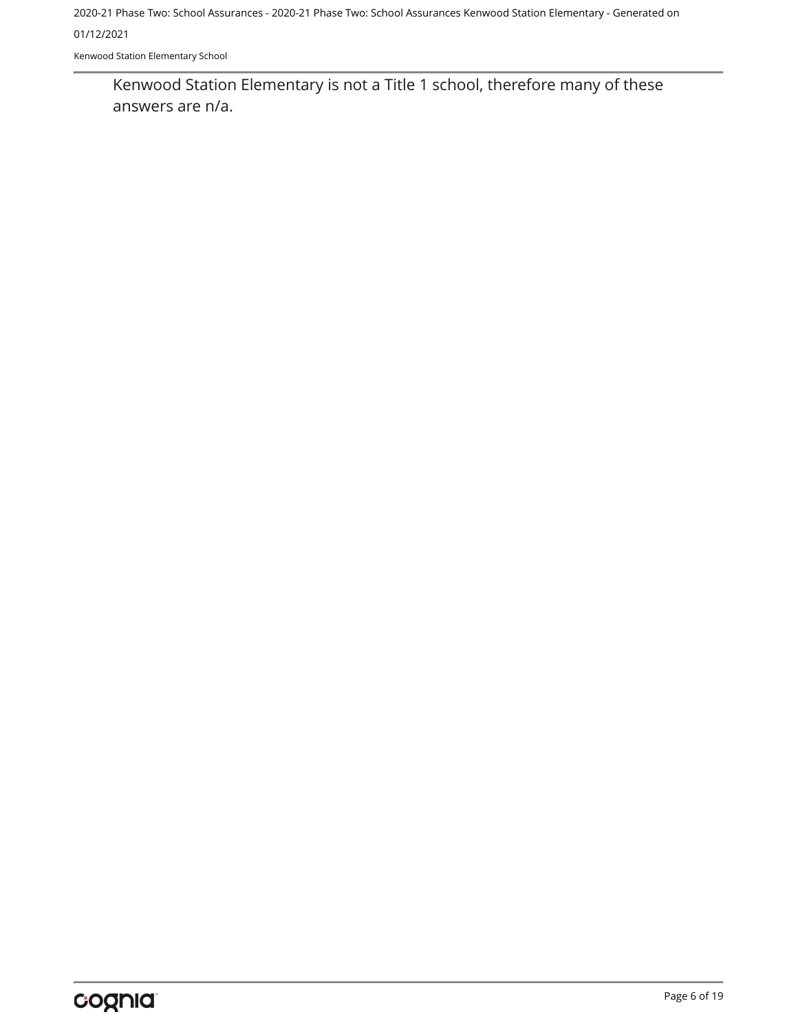Kenwood Station Elementary is not a Title 1 school, therefore many of these answers are n/a.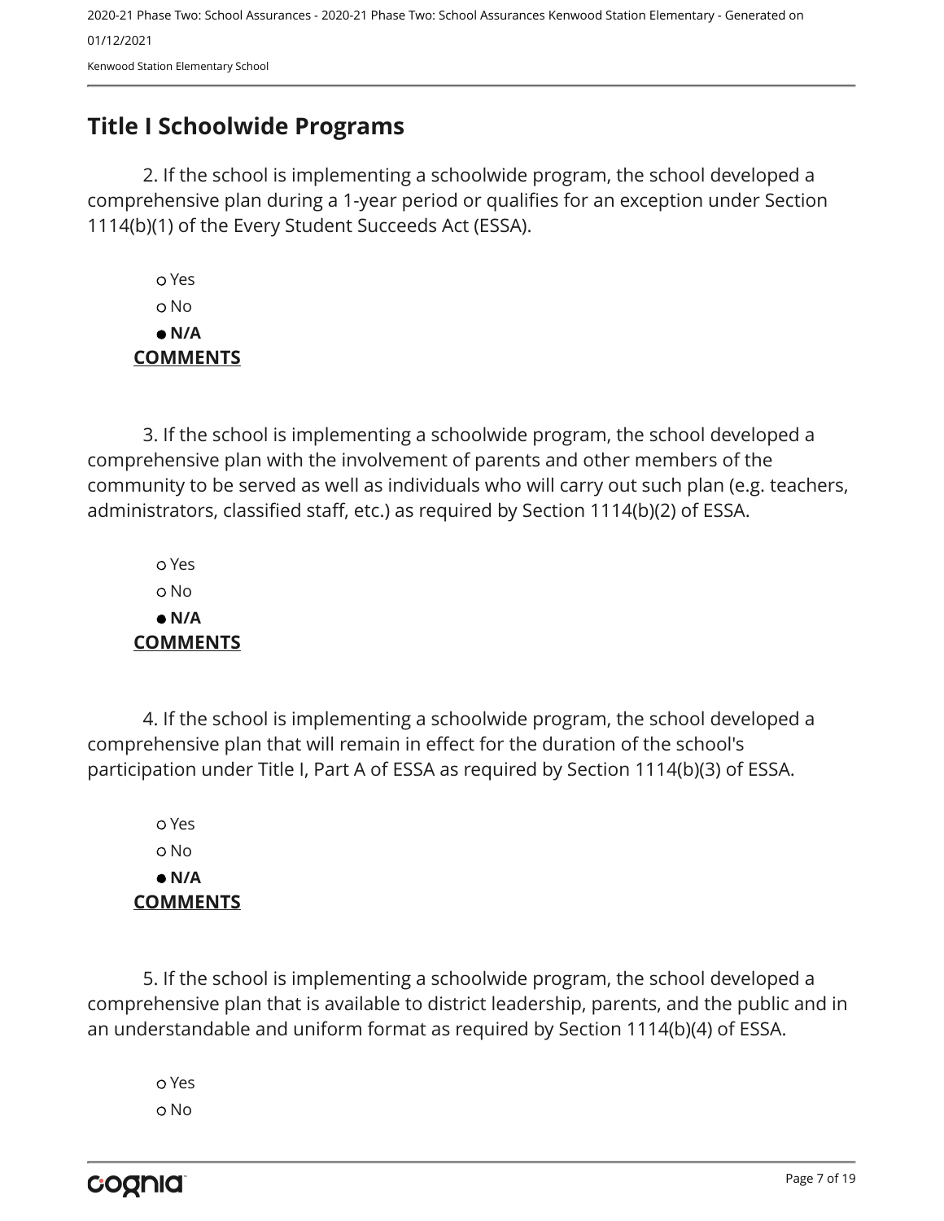## Title I Schoolwide Programs

2. If the school is implementing a schoolwide program, the school developed a comprehensive plan during a 1-year period or qualifies for an exception under Section 1114(b)(1) of the Every Student Succeeds Act (ESSA).

- ○ Yes
- ○ No
- ● **N/A**

**COMMENTS**

3. If the school is implementing a schoolwide program, the school developed a comprehensive plan with the involvement of parents and other members of the community to be served as well as individuals who will carry out such plan (e.g. teachers, administrators, classified staff, etc.) as required by Section 1114(b)(2) of ESSA.

- ○ Yes
- ○ No
- ● **N/A**

**COMMENTS**

4. If the school is implementing a schoolwide program, the school developed a comprehensive plan that will remain in effect for the duration of the school's participation under Title I, Part A of ESSA as required by Section 1114(b)(3) of ESSA.

- ○ Yes
- ○ No
- ● **N/A**

**COMMENTS**

5. If the school is implementing a schoolwide program, the school developed a comprehensive plan that is available to district leadership, parents, and the public and in an understandable and uniform format as required by Section 1114(b)(4) of ESSA.

- ○ Yes
- ○ No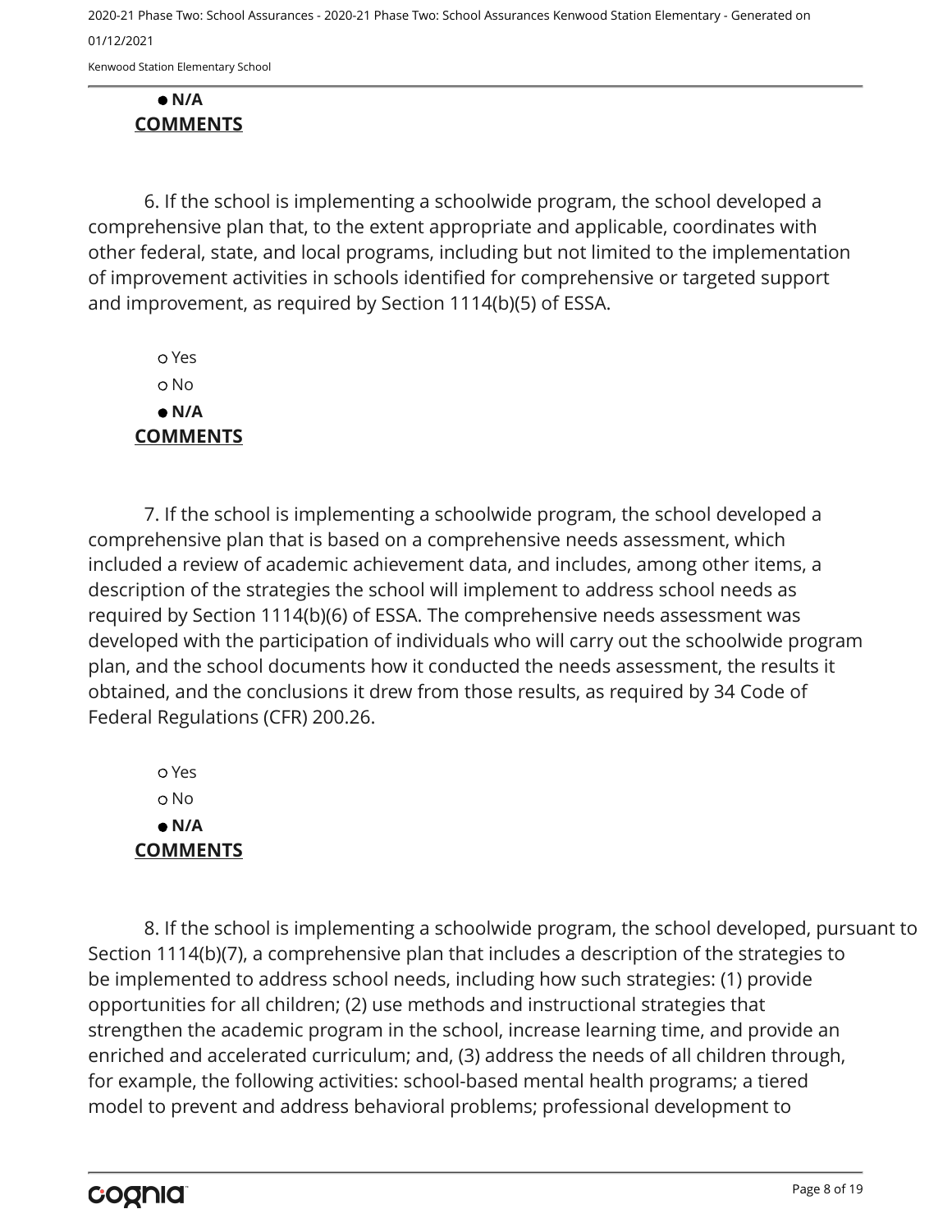- **N/A**

**COMMENTS**

6. If the school is implementing a schoolwide program, the school developed a comprehensive plan that, to the extent appropriate and applicable, coordinates with other federal, state, and local programs, including but not limited to the implementation of improvement activities in schools identified for comprehensive or targeted support and improvement, as required by Section 1114(b)(5) of ESSA.

- ○ Yes
- ○ No
- ● **N/A**

**COMMENTS**

7. If the school is implementing a schoolwide program, the school developed a comprehensive plan that is based on a comprehensive needs assessment, which included a review of academic achievement data, and includes, among other items, a description of the strategies the school will implement to address school needs as required by Section 1114(b)(6) of ESSA. The comprehensive needs assessment was developed with the participation of individuals who will carry out the schoolwide program plan, and the school documents how it conducted the needs assessment, the results it obtained, and the conclusions it drew from those results, as required by 34 Code of Federal Regulations (CFR) 200.26.

- ○ Yes
- ○ No
- ● **N/A**

**COMMENTS**

8. If the school is implementing a schoolwide program, the school developed, pursuant to Section 1114(b)(7), a comprehensive plan that includes a description of the strategies to be implemented to address school needs, including how such strategies: (1) provide opportunities for all children; (2) use methods and instructional strategies that strengthen the academic program in the school, increase learning time, and provide an enriched and accelerated curriculum; and, (3) address the needs of all children through, for example, the following activities: school-based mental health programs; a tiered model to prevent and address behavioral problems; professional development to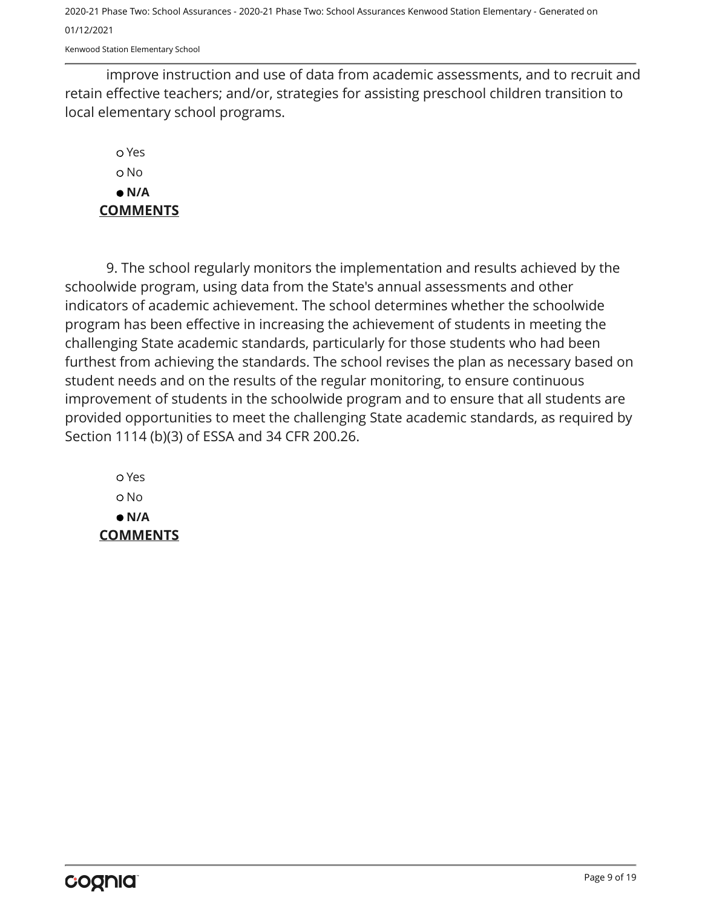improve instruction and use of data from academic assessments, and to recruit and retain effective teachers; and/or, strategies for assisting preschool children transition to local elementary school programs.

- ○ Yes
- ○ No
- ● **N/A**

**COMMENTS**

9. The school regularly monitors the implementation and results achieved by the schoolwide program, using data from the State's annual assessments and other indicators of academic achievement. The school determines whether the schoolwide program has been effective in increasing the achievement of students in meeting the challenging State academic standards, particularly for those students who had been furthest from achieving the standards. The school revises the plan as necessary based on student needs and on the results of the regular monitoring, to ensure continuous improvement of students in the schoolwide program and to ensure that all students are provided opportunities to meet the challenging State academic standards, as required by Section 1114 (b)(3) of ESSA and 34 CFR 200.26.

- ○ Yes
- ○ No
- ● **N/A**

**COMMENTS**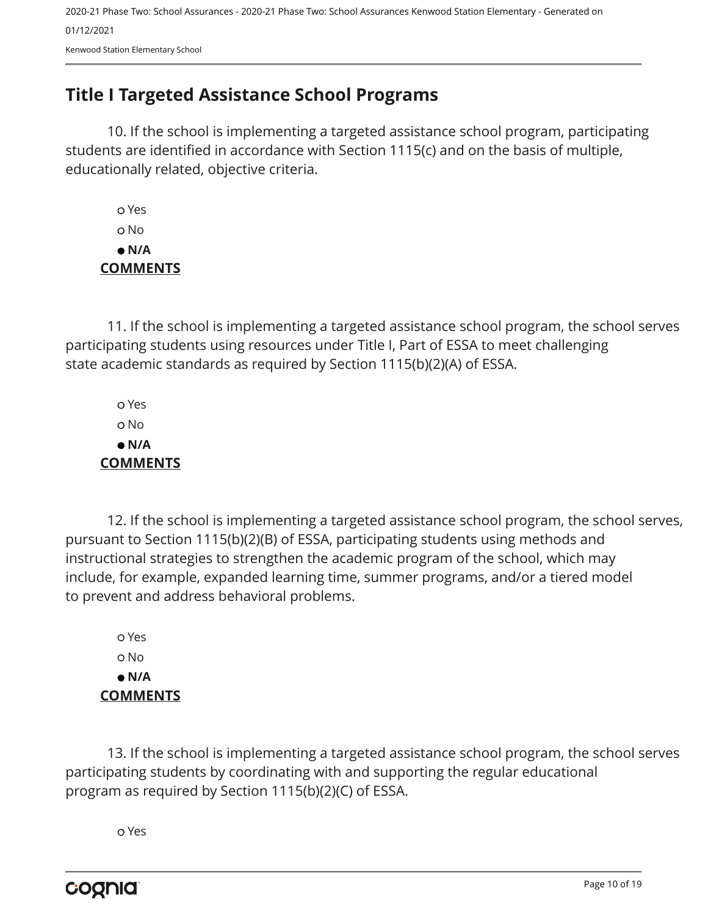## Title I Targeted Assistance School Programs

10. If the school is implementing a targeted assistance school program, participating students are identified in accordance with Section 1115(c) and on the basis of multiple, educationally related, objective criteria.

- ○ Yes
- ○ No
- ● **N/A**

**COMMENTS**

11. If the school is implementing a targeted assistance school program, the school serves participating students using resources under Title I, Part of ESSA to meet challenging state academic standards as required by Section 1115(b)(2)(A) of ESSA.

- ○ Yes
- ○ No
- ● **N/A**

**COMMENTS**

12. If the school is implementing a targeted assistance school program, the school serves, pursuant to Section 1115(b)(2)(B) of ESSA, participating students using methods and instructional strategies to strengthen the academic program of the school, which may include, for example, expanded learning time, summer programs, and/or a tiered model to prevent and address behavioral problems.

- ○ Yes
- ○ No
- ● **N/A**

**COMMENTS**

13. If the school is implementing a targeted assistance school program, the school serves participating students by coordinating with and supporting the regular educational program as required by Section 1115(b)(2)(C) of ESSA.

- ○ Yes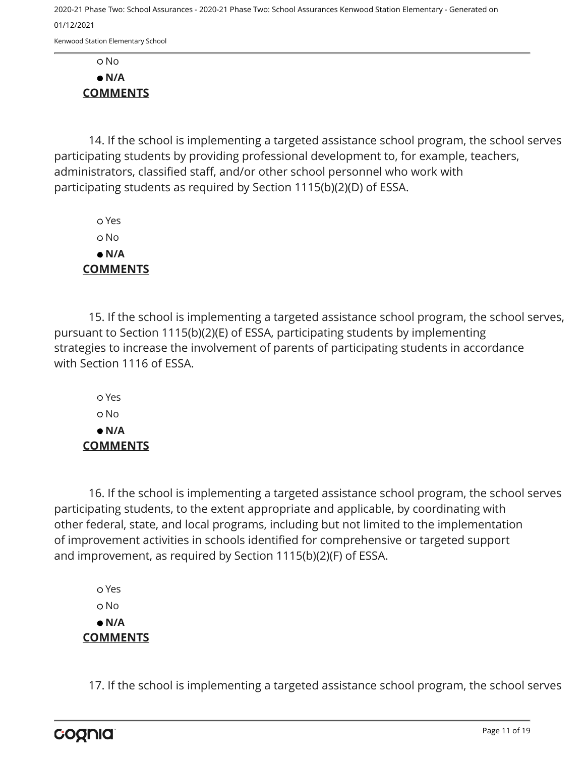○ No

● **N/A**

**COMMENTS**

14. If the school is implementing a targeted assistance school program, the school serves participating students by providing professional development to, for example, teachers, administrators, classified staff, and/or other school personnel who work with participating students as required by Section 1115(b)(2)(D) of ESSA.

○ Yes

○ No

● **N/A**

**COMMENTS**

15. If the school is implementing a targeted assistance school program, the school serves, pursuant to Section 1115(b)(2)(E) of ESSA, participating students by implementing strategies to increase the involvement of parents of participating students in accordance with Section 1116 of ESSA.

○ Yes

○ No

● **N/A**

**COMMENTS**

16. If the school is implementing a targeted assistance school program, the school serves participating students, to the extent appropriate and applicable, by coordinating with other federal, state, and local programs, including but not limited to the implementation of improvement activities in schools identified for comprehensive or targeted support and improvement, as required by Section 1115(b)(2)(F) of ESSA.

○ Yes

○ No

● **N/A**

**COMMENTS**

17. If the school is implementing a targeted assistance school program, the school serves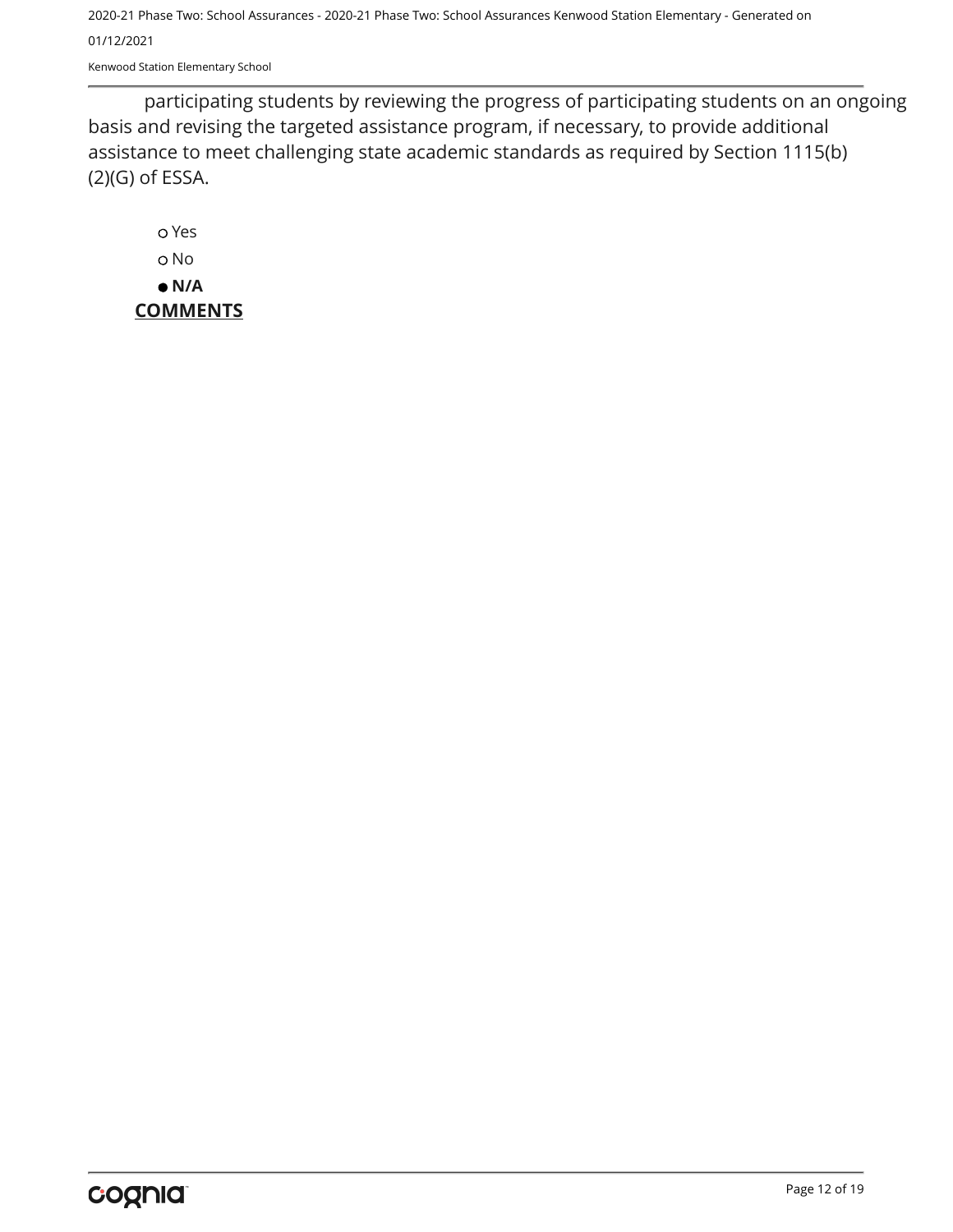participating students by reviewing the progress of participating students on an ongoing basis and revising the targeted assistance program, if necessary, to provide additional assistance to meet challenging state academic standards as required by Section 1115(b)(2)(G) of ESSA.

- ○ Yes
- ○ No
- ● **N/A**

**COMMENTS**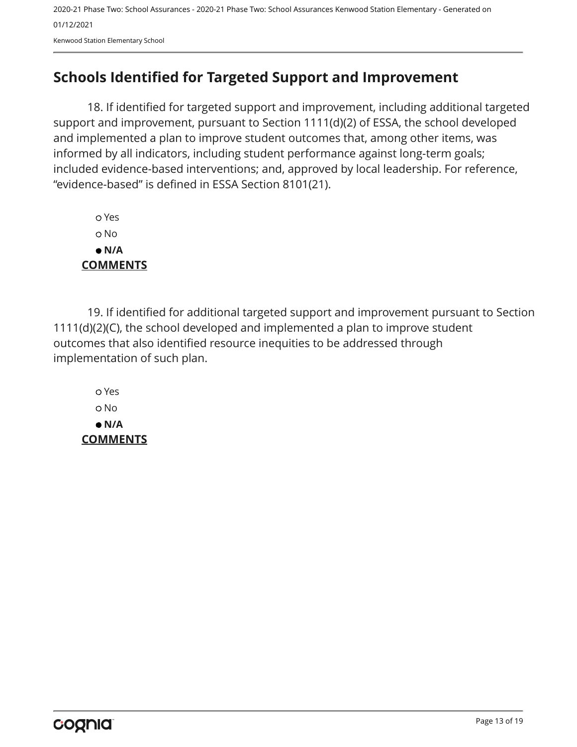## Schools Identified for Targeted Support and Improvement

18. If identified for targeted support and improvement, including additional targeted support and improvement, pursuant to Section 1111(d)(2) of ESSA, the school developed and implemented a plan to improve student outcomes that, among other items, was informed by all indicators, including student performance against long-term goals; included evidence-based interventions; and, approved by local leadership. For reference, “evidence-based” is defined in ESSA Section 8101(21).

- ○ Yes
- ○ No
- ● **N/A**

**COMMENTS**

19. If identified for additional targeted support and improvement pursuant to Section 1111(d)(2)(C), the school developed and implemented a plan to improve student outcomes that also identified resource inequities to be addressed through implementation of such plan.

- ○ Yes
- ○ No
- ● **N/A**

**COMMENTS**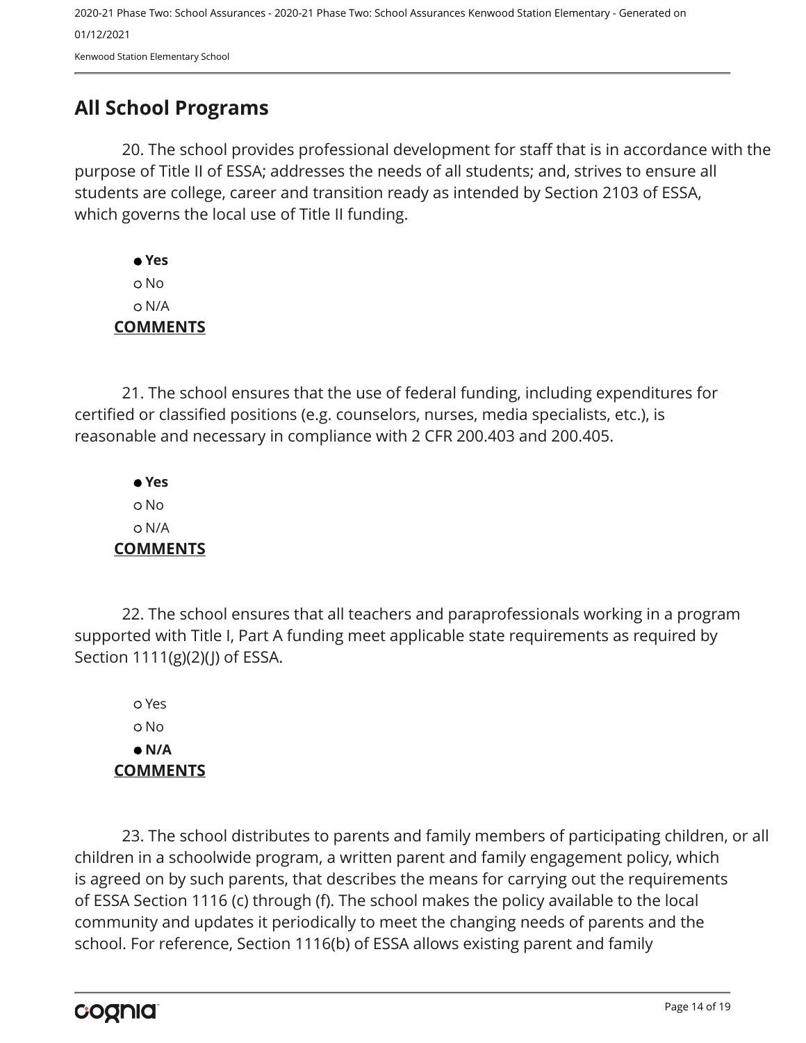## All School Programs

20. The school provides professional development for staff that is in accordance with the purpose of Title II of ESSA; addresses the needs of all students; and, strives to ensure all students are college, career and transition ready as intended by Section 2103 of ESSA, which governs the local use of Title II funding.

- ● **Yes**
- ○ No
- ○ N/A

**COMMENTS**

21. The school ensures that the use of federal funding, including expenditures for certified or classified positions (e.g. counselors, nurses, media specialists, etc.), is reasonable and necessary in compliance with 2 CFR 200.403 and 200.405.

- ● **Yes**
- ○ No
- ○ N/A

**COMMENTS**

22. The school ensures that all teachers and paraprofessionals working in a program supported with Title I, Part A funding meet applicable state requirements as required by Section 1111(g)(2)(J) of ESSA.

- ○ Yes
- ○ No
- ● **N/A**

**COMMENTS**

23. The school distributes to parents and family members of participating children, or all children in a schoolwide program, a written parent and family engagement policy, which is agreed on by such parents, that describes the means for carrying out the requirements of ESSA Section 1116 (c) through (f). The school makes the policy available to the local community and updates it periodically to meet the changing needs of parents and the school. For reference, Section 1116(b) of ESSA allows existing parent and family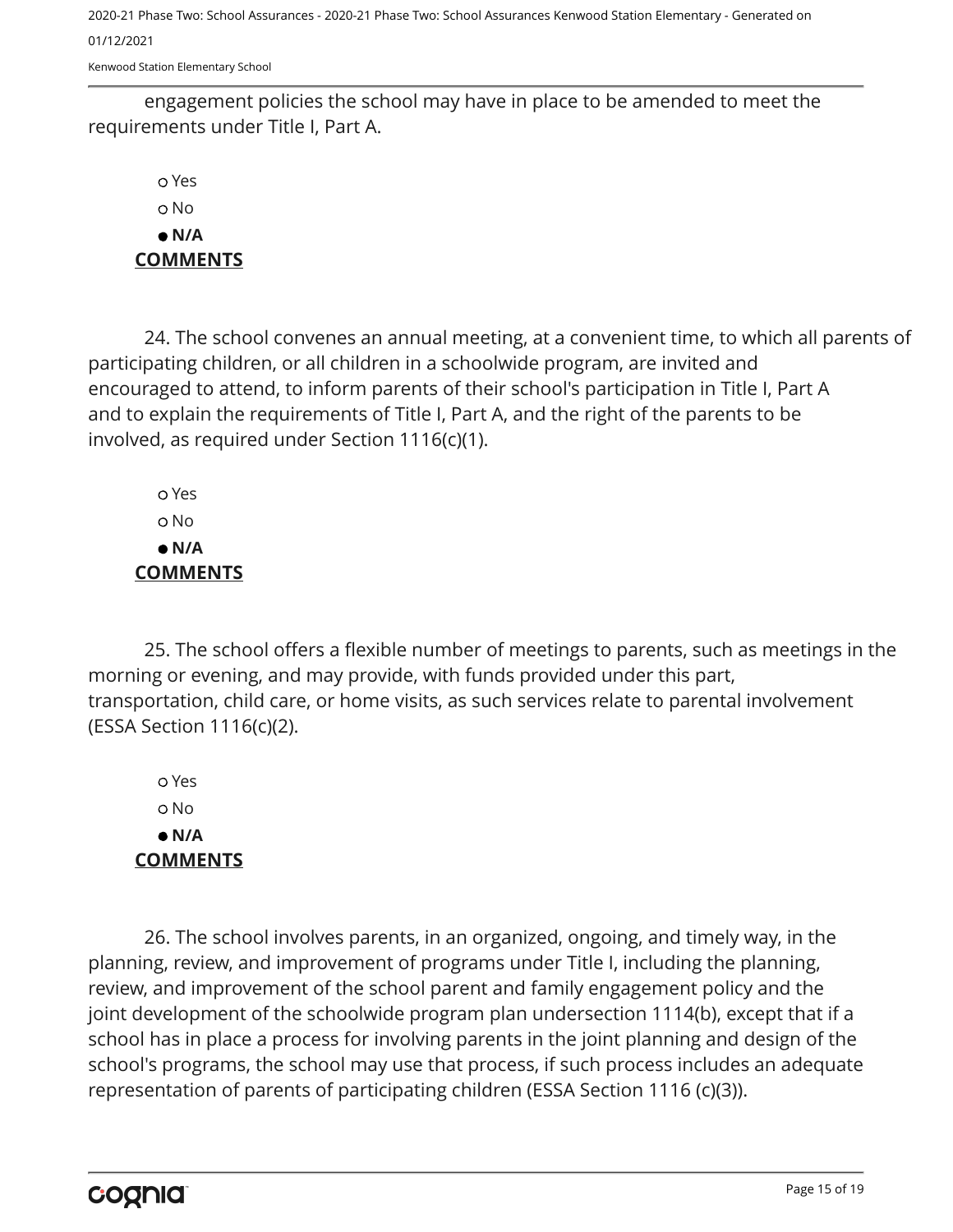engagement policies the school may have in place to be amended to meet the requirements under Title I, Part A.

- ○ Yes
- ○ No
- ● **N/A**

**COMMENTS**

24. The school convenes an annual meeting, at a convenient time, to which all parents of participating children, or all children in a schoolwide program, are invited and encouraged to attend, to inform parents of their school's participation in Title I, Part A and to explain the requirements of Title I, Part A, and the right of the parents to be involved, as required under Section 1116(c)(1).

- ○ Yes
- ○ No
- ● **N/A**

**COMMENTS**

25. The school offers a flexible number of meetings to parents, such as meetings in the morning or evening, and may provide, with funds provided under this part, transportation, child care, or home visits, as such services relate to parental involvement (ESSA Section 1116(c)(2).

- ○ Yes
- ○ No
- ● **N/A**

**COMMENTS**

26. The school involves parents, in an organized, ongoing, and timely way, in the planning, review, and improvement of programs under Title I, including the planning, review, and improvement of the school parent and family engagement policy and the joint development of the schoolwide program plan undersection 1114(b), except that if a school has in place a process for involving parents in the joint planning and design of the school's programs, the school may use that process, if such process includes an adequate representation of parents of participating children (ESSA Section 1116 (c)(3)).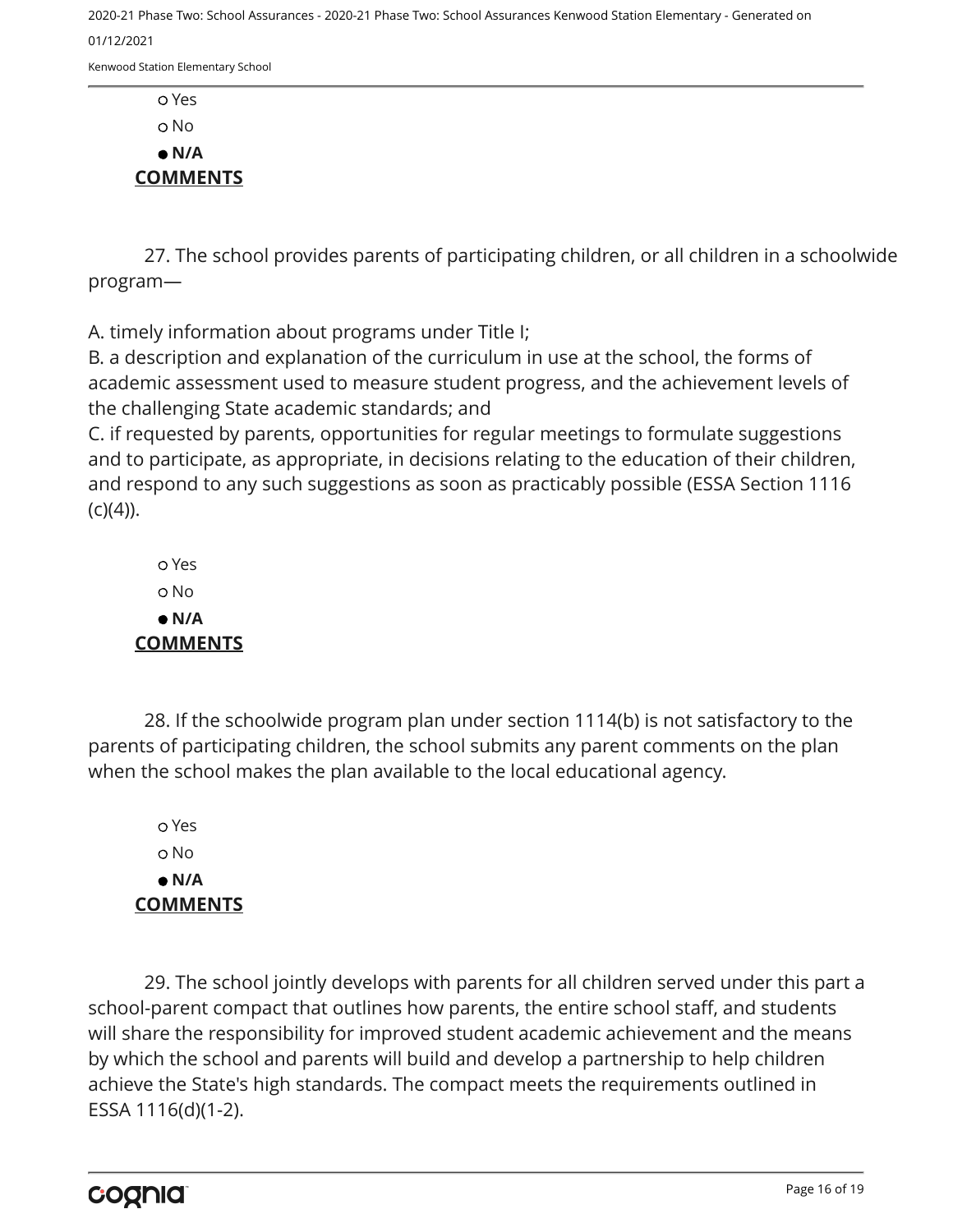- ○ Yes
- ○ No
- ● **N/A**

**COMMENTS**

27. The school provides parents of participating children, or all children in a schoolwide program—

A. timely information about programs under Title I;
B. a description and explanation of the curriculum in use at the school, the forms of academic assessment used to measure student progress, and the achievement levels of the challenging State academic standards; and
C. if requested by parents, opportunities for regular meetings to formulate suggestions and to participate, as appropriate, in decisions relating to the education of their children, and respond to any such suggestions as soon as practicably possible (ESSA Section 1116 (c)(4)).

- ○ Yes
- ○ No
- ● **N/A**

**COMMENTS**

28. If the schoolwide program plan under section 1114(b) is not satisfactory to the parents of participating children, the school submits any parent comments on the plan when the school makes the plan available to the local educational agency.

- ○ Yes
- ○ No
- ● **N/A**

**COMMENTS**

29. The school jointly develops with parents for all children served under this part a school-parent compact that outlines how parents, the entire school staff, and students will share the responsibility for improved student academic achievement and the means by which the school and parents will build and develop a partnership to help children achieve the State's high standards. The compact meets the requirements outlined in ESSA 1116(d)(1-2).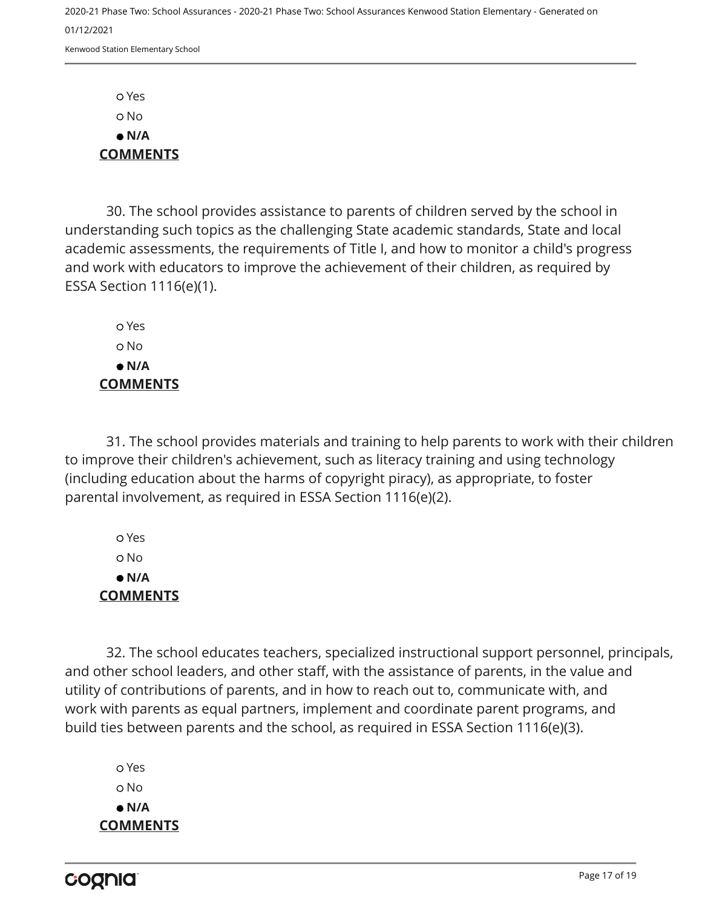- ○ Yes
- ○ No
- ● **N/A**

**COMMENTS**

30. The school provides assistance to parents of children served by the school in understanding such topics as the challenging State academic standards, State and local academic assessments, the requirements of Title I, and how to monitor a child's progress and work with educators to improve the achievement of their children, as required by ESSA Section 1116(e)(1).

- ○ Yes
- ○ No
- ● **N/A**

**COMMENTS**

31. The school provides materials and training to help parents to work with their children to improve their children's achievement, such as literacy training and using technology (including education about the harms of copyright piracy), as appropriate, to foster parental involvement, as required in ESSA Section 1116(e)(2).

- ○ Yes
- ○ No
- ● **N/A**

**COMMENTS**

32. The school educates teachers, specialized instructional support personnel, principals, and other school leaders, and other staff, with the assistance of parents, in the value and utility of contributions of parents, and in how to reach out to, communicate with, and work with parents as equal partners, implement and coordinate parent programs, and build ties between parents and the school, as required in ESSA Section 1116(e)(3).

- ○ Yes
- ○ No
- ● **N/A**

**COMMENTS**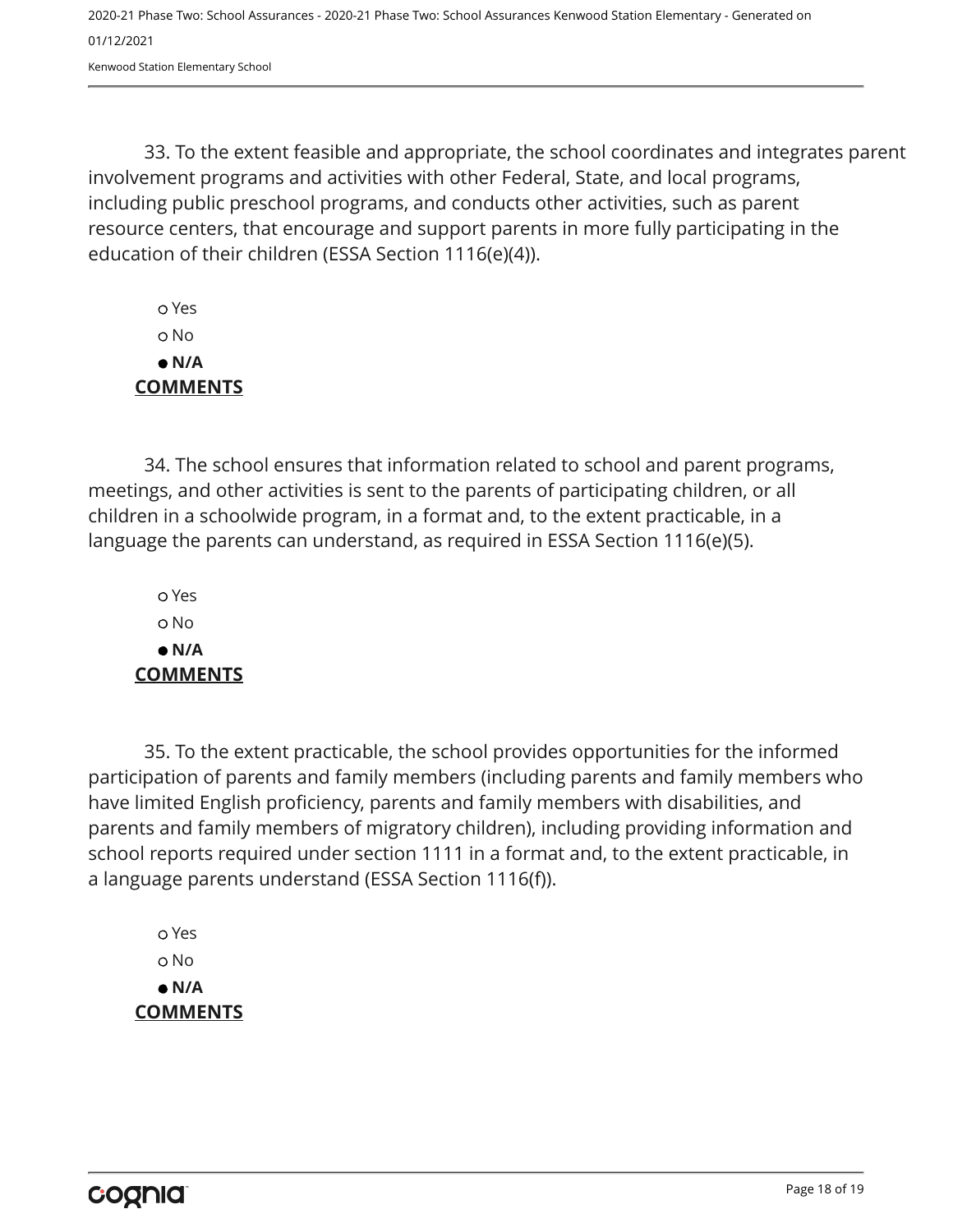33. To the extent feasible and appropriate, the school coordinates and integrates parent involvement programs and activities with other Federal, State, and local programs, including public preschool programs, and conducts other activities, such as parent resource centers, that encourage and support parents in more fully participating in the education of their children (ESSA Section 1116(e)(4)).

- ○ Yes
- ○ No
- ● **N/A**

**COMMENTS**

34. The school ensures that information related to school and parent programs, meetings, and other activities is sent to the parents of participating children, or all children in a schoolwide program, in a format and, to the extent practicable, in a language the parents can understand, as required in ESSA Section 1116(e)(5).

- ○ Yes
- ○ No
- ● **N/A**

**COMMENTS**

35. To the extent practicable, the school provides opportunities for the informed participation of parents and family members (including parents and family members who have limited English proficiency, parents and family members with disabilities, and parents and family members of migratory children), including providing information and school reports required under section 1111 in a format and, to the extent practicable, in a language parents understand (ESSA Section 1116(f)).

- ○ Yes
- ○ No
- ● **N/A**

**COMMENTS**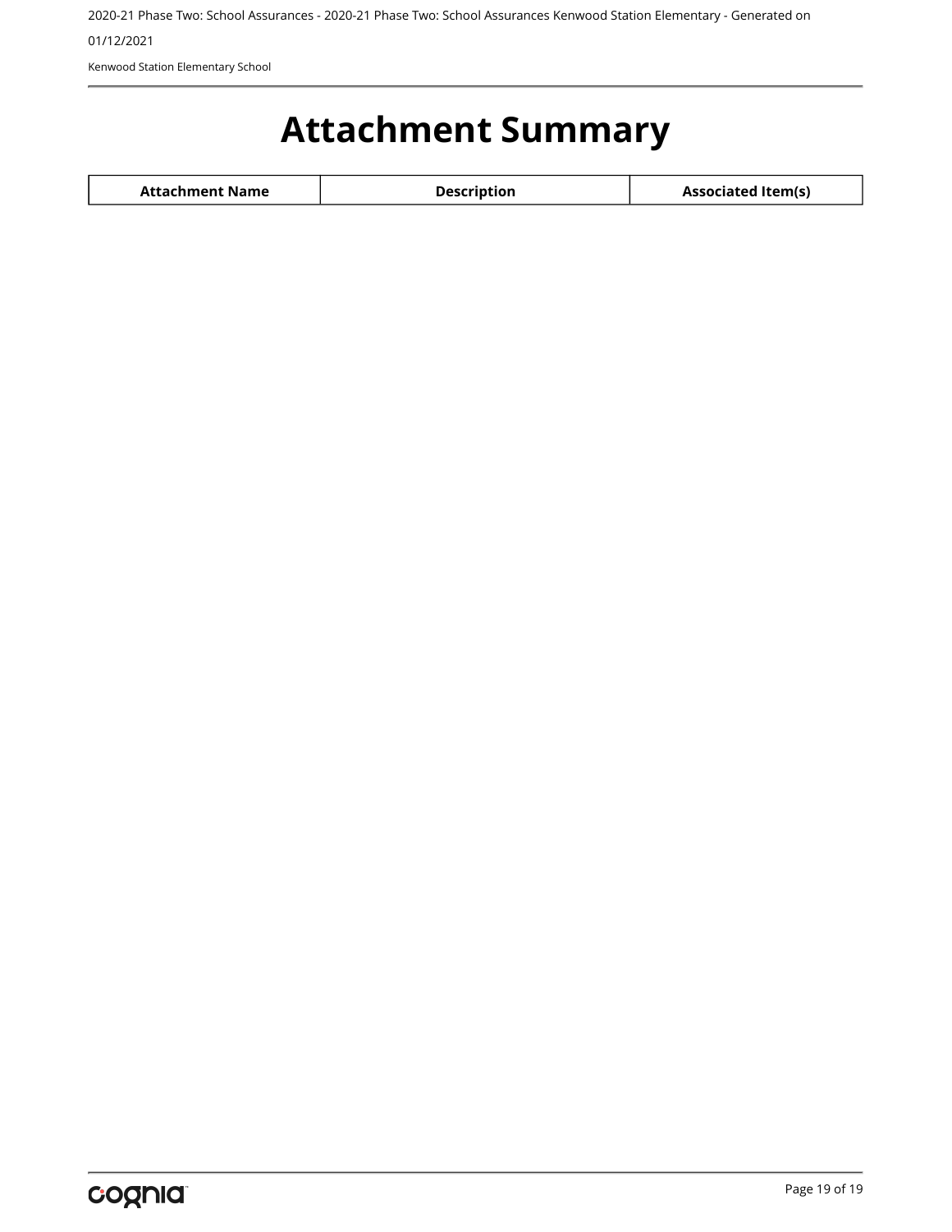# Attachment Summary

| Attachment Name | Description | Associated Item(s) |
|---|---|---|